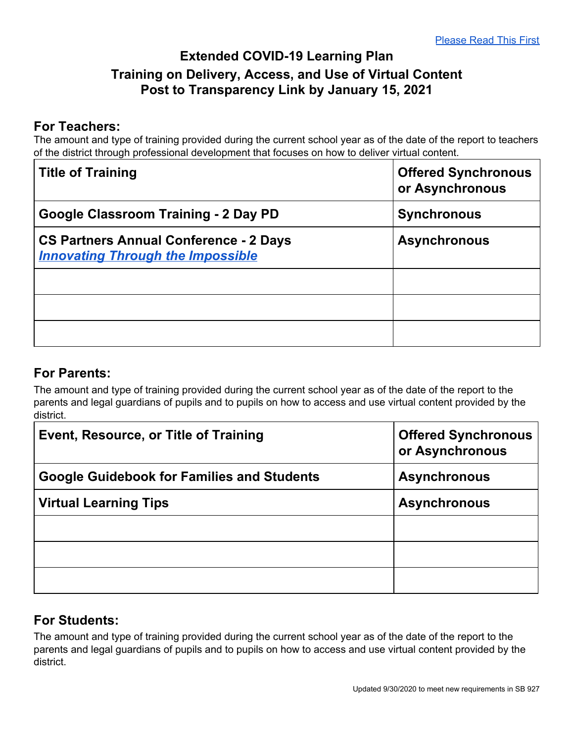[Please Read This First]

# Extended COVID-19 Learning Plan
## Training on Delivery, Access, and Use of Virtual Content
## Post to Transparency Link by January 15, 2021

### For Teachers:

The amount and type of training provided during the current school year as of the date of the report to teachers of the district through professional development that focuses on how to deliver virtual content.

| Title of Training | Offered Synchronous or Asynchronous |
|---|---|
| **Google Classroom Training - 2 Day PD** | **Synchronous** |
| **CS Partners Annual Conference - 2 Days** ***Innovating Through the Impossible*** | **Asynchronous** |
| | |
| | |
| | |

### For Parents:

The amount and type of training provided during the current school year as of the date of the report to the parents and legal guardians of pupils and to pupils on how to access and use virtual content provided by the district.

| Event, Resource, or Title of Training | Offered Synchronous or Asynchronous |
|---|---|
| **Google Guidebook for Families and Students** | **Asynchronous** |
| **Virtual Learning Tips** | **Asynchronous** |
| | |
| | |
| | |

### For Students:

The amount and type of training provided during the current school year as of the date of the report to the parents and legal guardians of pupils and to pupils on how to access and use virtual content provided by the district.

Updated 9/30/2020 to meet new requirements in SB 927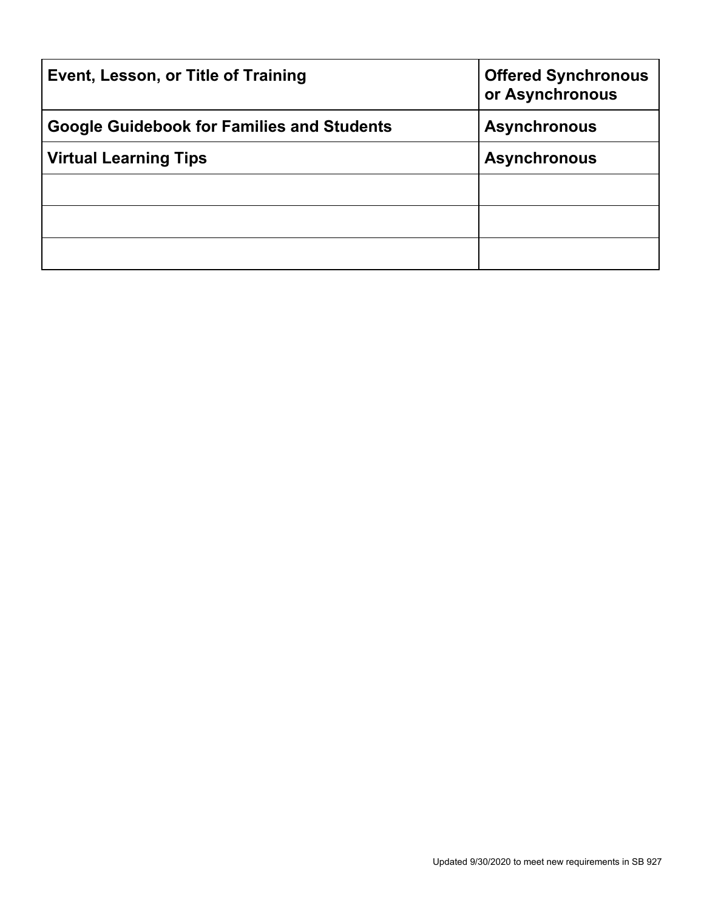| Event, Lesson, or Title of Training | Offered Synchronous or Asynchronous |
| --- | --- |
| Google Guidebook for Families and Students | Asynchronous |
| Virtual Learning Tips | Asynchronous |
| | |
| | |
| | |

Updated 9/30/2020 to meet new requirements in SB 927